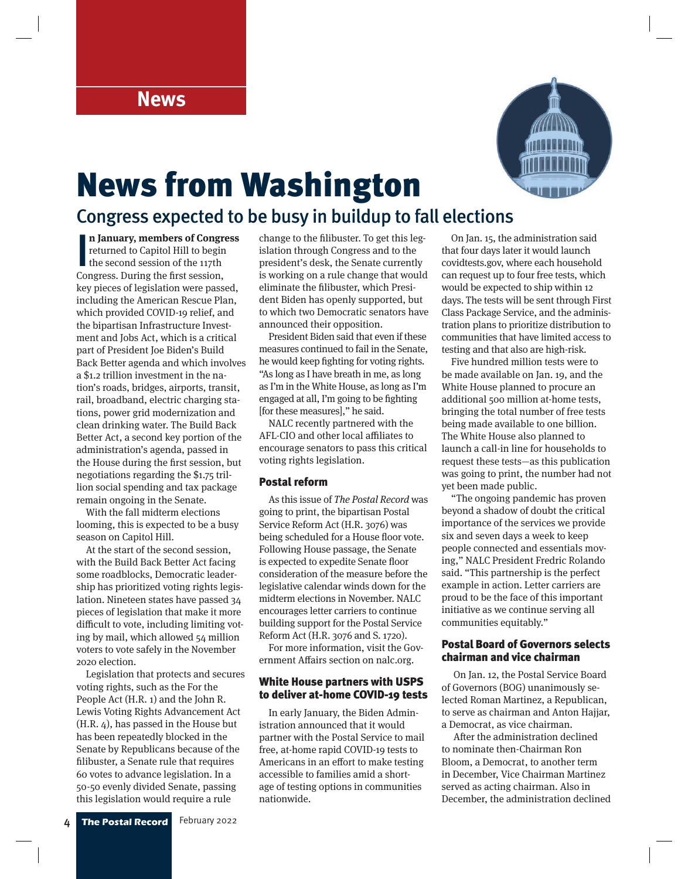News

# News from Washington

## Congress expected to be busy in buildup to fall elections

**In January, members of Congress** returned to Capitol Hill to begin the second session of the 117th Congress. During the first session, key pieces of legislation were passed, including the American Rescue Plan, which provided COVID-19 relief, and the bipartisan Infrastructure Investment and Jobs Act, which is a critical part of President Joe Biden's Build Back Better agenda and which involves a $1.2 trillion investment in the nation's roads, bridges, airports, transit, rail, broadband, electric charging stations, power grid modernization and clean drinking water. The Build Back Better Act, a second key portion of the administration's agenda, passed in the House during the first session, but negotiations regarding the $1.75 trillion social spending and tax package remain ongoing in the Senate.

With the fall midterm elections looming, this is expected to be a busy season on Capitol Hill.

At the start of the second session, with the Build Back Better Act facing some roadblocks, Democratic leadership has prioritized voting rights legislation. Nineteen states have passed 34 pieces of legislation that make it more difficult to vote, including limiting voting by mail, which allowed 54 million voters to vote safely in the November 2020 election.

Legislation that protects and secures voting rights, such as the For the People Act (H.R. 1) and the John R. Lewis Voting Rights Advancement Act (H.R. 4), has passed in the House but has been repeatedly blocked in the Senate by Republicans because of the filibuster, a Senate rule that requires 60 votes to advance legislation. In a 50-50 evenly divided Senate, passing this legislation would require a rule change to the filibuster. To get this legislation through Congress and to the president's desk, the Senate currently is working on a rule change that would eliminate the filibuster, which President Biden has openly supported, but to which two Democratic senators have announced their opposition.

President Biden said that even if these measures continued to fail in the Senate, he would keep fighting for voting rights. "As long as I have breath in me, as long as I'm in the White House, as long as I'm engaged at all, I'm going to be fighting [for these measures]," he said.

NALC recently partnered with the AFL-CIO and other local affiliates to encourage senators to pass this critical voting rights legislation.

### Postal reform

As this issue of *The Postal Record* was going to print, the bipartisan Postal Service Reform Act (H.R. 3076) was being scheduled for a House floor vote. Following House passage, the Senate is expected to expedite Senate floor consideration of the measure before the legislative calendar winds down for the midterm elections in November. NALC encourages letter carriers to continue building support for the Postal Service Reform Act (H.R. 3076 and S. 1720).

For more information, visit the Government Affairs section on nalc.org.

### White House partners with USPS to deliver at-home COVID-19 tests

In early January, the Biden Administration announced that it would partner with the Postal Service to mail free, at-home rapid COVID-19 tests to Americans in an effort to make testing accessible to families amid a shortage of testing options in communities nationwide.

On Jan. 15, the administration said that four days later it would launch covidtests.gov, where each household can request up to four free tests, which would be expected to ship within 12 days. The tests will be sent through First Class Package Service, and the administration plans to prioritize distribution to communities that have limited access to testing and that also are high-risk.

Five hundred million tests were to be made available on Jan. 19, and the White House planned to procure an additional 500 million at-home tests, bringing the total number of free tests being made available to one billion. The White House also planned to launch a call-in line for households to request these tests—as this publication was going to print, the number had not yet been made public.

"The ongoing pandemic has proven beyond a shadow of doubt the critical importance of the services we provide six and seven days a week to keep people connected and essentials moving," NALC President Fredric Rolando said. "This partnership is the perfect example in action. Letter carriers are proud to be the face of this important initiative as we continue serving all communities equitably."

### Postal Board of Governors selects chairman and vice chairman

On Jan. 12, the Postal Service Board of Governors (BOG) unanimously selected Roman Martinez, a Republican, to serve as chairman and Anton Hajjar, a Democrat, as vice chairman.

After the administration declined to nominate then-Chairman Ron Bloom, a Democrat, to another term in December, Vice Chairman Martinez served as acting chairman. Also in December, the administration declined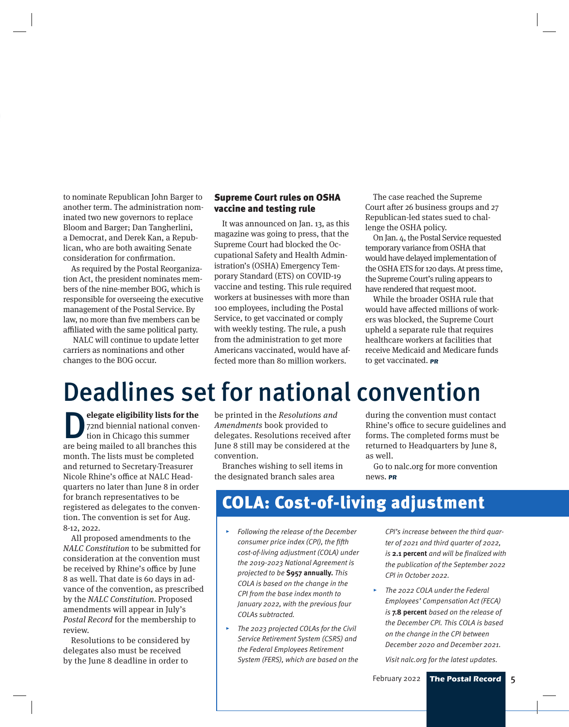to nominate Republican John Barger to another term. The administration nominated two new governors to replace Bloom and Barger; Dan Tangherlini, a Democrat, and Derek Kan, a Republican, who are both awaiting Senate consideration for confirmation.

As required by the Postal Reorganization Act, the president nominates members of the nine-member BOG, which is responsible for overseeing the executive management of the Postal Service. By law, no more than five members can be affiliated with the same political party.

NALC will continue to update letter carriers as nominations and other changes to the BOG occur.

### Supreme Court rules on OSHA vaccine and testing rule

It was announced on Jan. 13, as this magazine was going to press, that the Supreme Court had blocked the Occupational Safety and Health Administration's (OSHA) Emergency Temporary Standard (ETS) on COVID-19 vaccine and testing. This rule required workers at businesses with more than 100 employees, including the Postal Service, to get vaccinated or comply with weekly testing. The rule, a push from the administration to get more Americans vaccinated, would have affected more than 80 million workers.

The case reached the Supreme Court after 26 business groups and 27 Republican-led states sued to challenge the OSHA policy.

On Jan. 4, the Postal Service requested temporary variance from OSHA that would have delayed implementation of the OSHA ETS for 120 days. At press time, the Supreme Court's ruling appears to have rendered that request moot.

While the broader OSHA rule that would have affected millions of workers was blocked, the Supreme Court upheld a separate rule that requires healthcare workers at facilities that receive Medicaid and Medicare funds to get vaccinated. ***PR***

# Deadlines set for national convention

**Delegate eligibility lists for the** 72nd biennial national convention in Chicago this summer are being mailed to all branches this month. The lists must be completed and returned to Secretary-Treasurer Nicole Rhine's office at NALC Headquarters no later than June 8 in order for branch representatives to be registered as delegates to the convention. The convention is set for Aug. 8-12, 2022.

All proposed amendments to the *NALC Constitution* to be submitted for consideration at the convention must be received by Rhine's office by June 8 as well. That date is 60 days in advance of the convention, as prescribed by the *NALC Constitution*. Proposed amendments will appear in July's *Postal Record* for the membership to review.

Resolutions to be considered by delegates also must be received by the June 8 deadline in order to be printed in the *Resolutions and Amendments* book provided to delegates. Resolutions received after June 8 still may be considered at the convention.

Branches wishing to sell items in the designated branch sales area during the convention must contact Rhine's office to secure guidelines and forms. The completed forms must be returned to Headquarters by June 8, as well.

Go to nalc.org for more convention news. ***PR***

## COLA: Cost-of-living adjustment

- *Following the release of the December consumer price index (CPI), the fifth cost-of-living adjustment (COLA) under the 2019-2023 National Agreement is projected to be* **$957 annually.** *This COLA is based on the change in the CPI from the base index month to January 2022, with the previous four COLAs subtracted.*
- *The 2023 projected COLAs for the Civil Service Retirement System (CSRS) and the Federal Employees Retirement System (FERS), which are based on the CPI's increase between the third quarter of 2021 and third quarter of 2022, is* **2.1 percent** *and will be finalized with the publication of the September 2022 CPI in October 2022.*
- *The 2022 COLA under the Federal Employees' Compensation Act (FECA) is* **7.8 percent** *based on the release of the December CPI. This COLA is based on the change in the CPI between December 2020 and December 2021.*

*Visit nalc.org for the latest updates.*